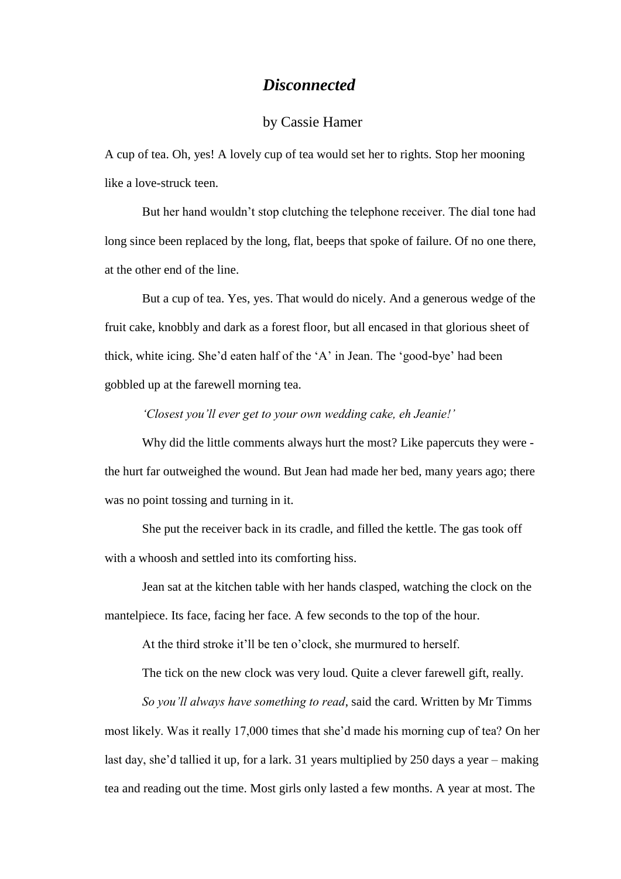# *Disconnected*

by Cassie Hamer

A cup of tea. Oh, yes! A lovely cup of tea would set her to rights. Stop her mooning like a love-struck teen.

But her hand wouldn't stop clutching the telephone receiver. The dial tone had long since been replaced by the long, flat, beeps that spoke of failure. Of no one there, at the other end of the line.

But a cup of tea. Yes, yes. That would do nicely. And a generous wedge of the fruit cake, knobbly and dark as a forest floor, but all encased in that glorious sheet of thick, white icing. She'd eaten half of the 'A' in Jean. The 'good-bye' had been gobbled up at the farewell morning tea.

*'Closest you'll ever get to your own wedding cake, eh Jeanie!'*

Why did the little comments always hurt the most? Like papercuts they were - the hurt far outweighed the wound. But Jean had made her bed, many years ago; there was no point tossing and turning in it.

She put the receiver back in its cradle, and filled the kettle. The gas took off with a whoosh and settled into its comforting hiss.

Jean sat at the kitchen table with her hands clasped, watching the clock on the mantelpiece. Its face, facing her face. A few seconds to the top of the hour.

At the third stroke it'll be ten o'clock, she murmured to herself.

The tick on the new clock was very loud. Quite a clever farewell gift, really.

*So you'll always have something to read*, said the card. Written by Mr Timms most likely. Was it really 17,000 times that she'd made his morning cup of tea? On her last day, she'd tallied it up, for a lark. 31 years multiplied by 250 days a year – making tea and reading out the time. Most girls only lasted a few months. A year at most. The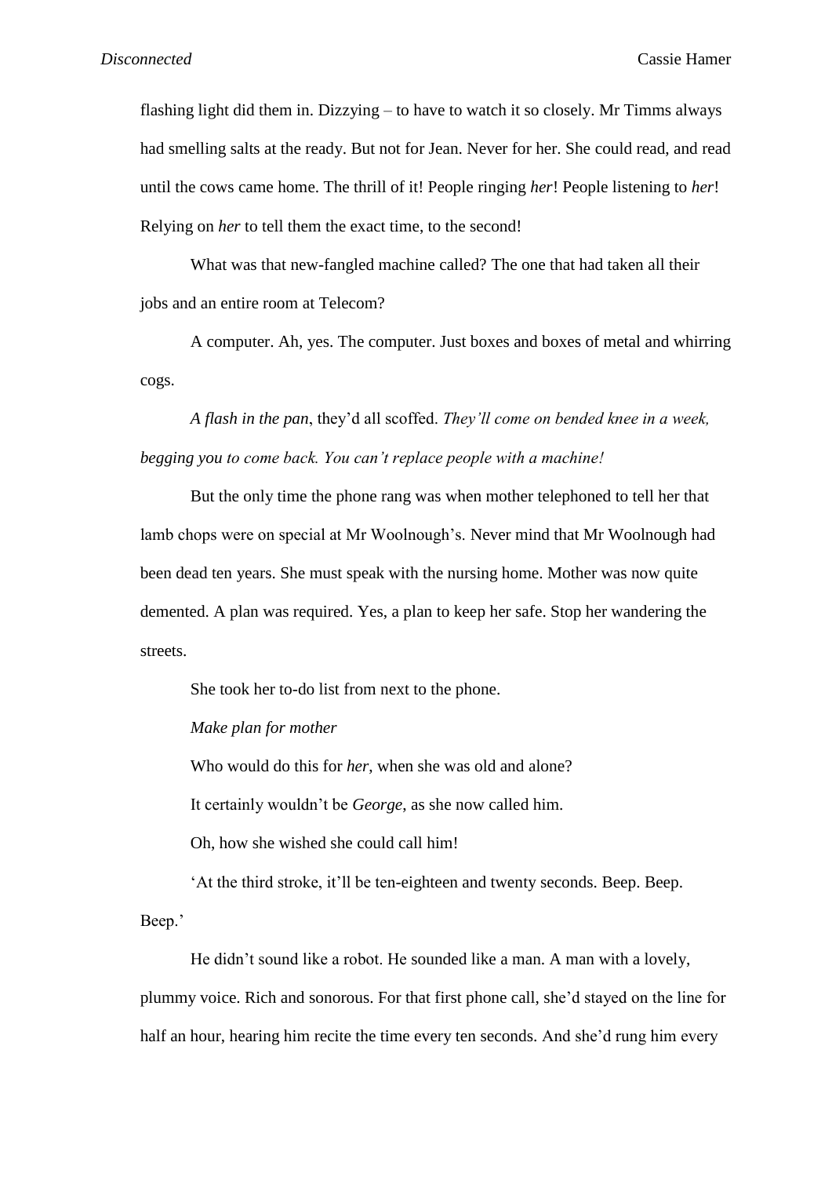flashing light did them in. Dizzying – to have to watch it so closely. Mr Timms always had smelling salts at the ready. But not for Jean. Never for her. She could read, and read until the cows came home. The thrill of it! People ringing *her*! People listening to *her*! Relying on *her* to tell them the exact time, to the second!

What was that new-fangled machine called? The one that had taken all their jobs and an entire room at Telecom?

A computer. Ah, yes. The computer. Just boxes and boxes of metal and whirring cogs.

*A flash in the pan*, they'd all scoffed. *They'll come on bended knee in a week, begging you to come back. You can't replace people with a machine!*

But the only time the phone rang was when mother telephoned to tell her that lamb chops were on special at Mr Woolnough's. Never mind that Mr Woolnough had been dead ten years. She must speak with the nursing home. Mother was now quite demented. A plan was required. Yes, a plan to keep her safe. Stop her wandering the streets.

She took her to-do list from next to the phone.

*Make plan for mother*

Who would do this for *her*, when she was old and alone?

It certainly wouldn't be *George*, as she now called him.

Oh, how she wished she could call him!

'At the third stroke, it'll be ten-eighteen and twenty seconds. Beep. Beep. Beep.'

He didn't sound like a robot. He sounded like a man. A man with a lovely, plummy voice. Rich and sonorous. For that first phone call, she'd stayed on the line for half an hour, hearing him recite the time every ten seconds. And she'd rung him every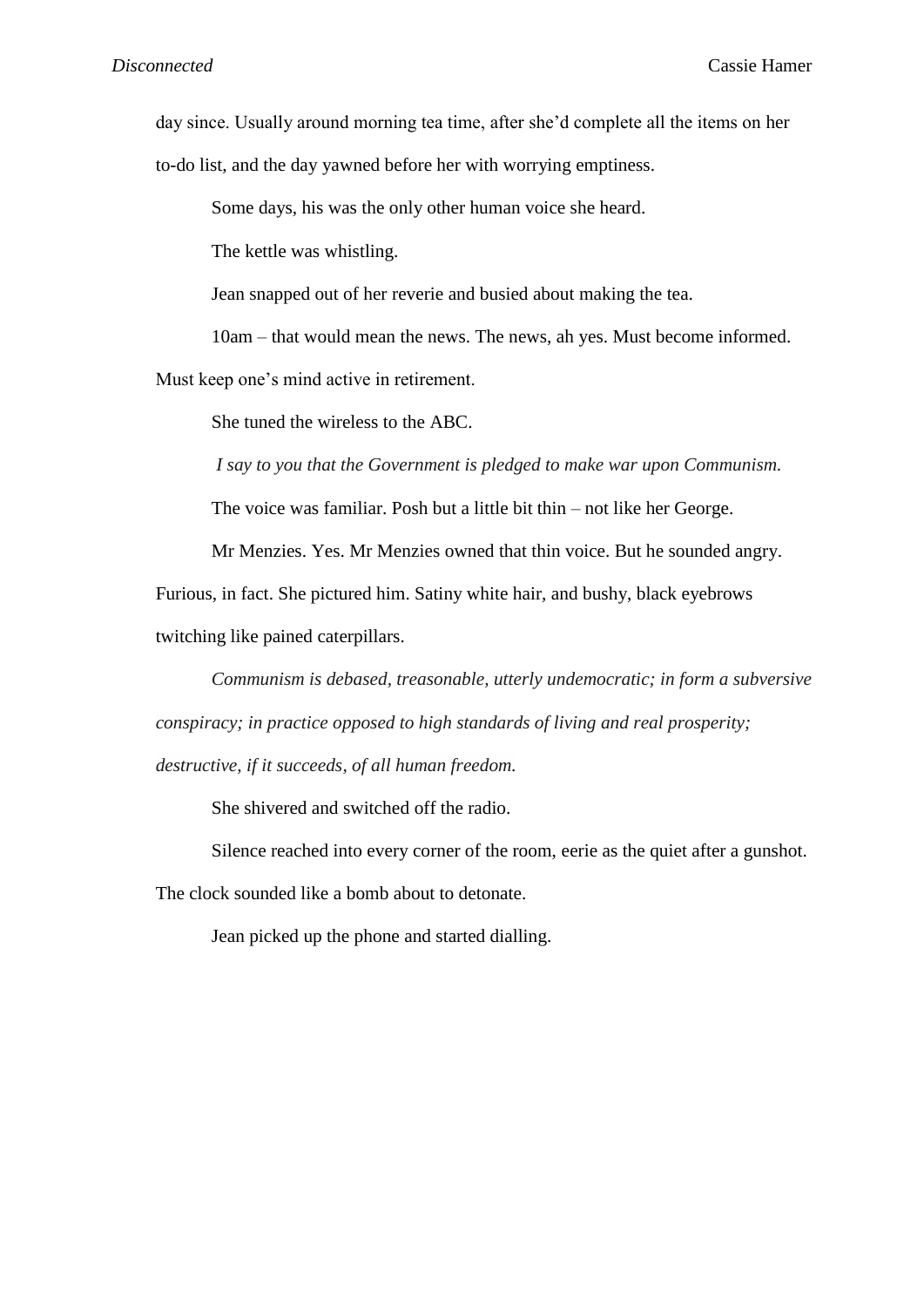day since. Usually around morning tea time, after she'd complete all the items on her to-do list, and the day yawned before her with worrying emptiness.

Some days, his was the only other human voice she heard.

The kettle was whistling.

Jean snapped out of her reverie and busied about making the tea.

10am – that would mean the news. The news, ah yes. Must become informed. Must keep one's mind active in retirement.

She tuned the wireless to the ABC.

*I say to you that the Government is pledged to make war upon Communism.*

The voice was familiar. Posh but a little bit thin – not like her George.

Mr Menzies. Yes. Mr Menzies owned that thin voice. But he sounded angry. Furious, in fact. She pictured him. Satiny white hair, and bushy, black eyebrows twitching like pained caterpillars.

*Communism is debased, treasonable, utterly undemocratic; in form a subversive conspiracy; in practice opposed to high standards of living and real prosperity; destructive, if it succeeds, of all human freedom.*

She shivered and switched off the radio.

Silence reached into every corner of the room, eerie as the quiet after a gunshot. The clock sounded like a bomb about to detonate.

Jean picked up the phone and started dialling.